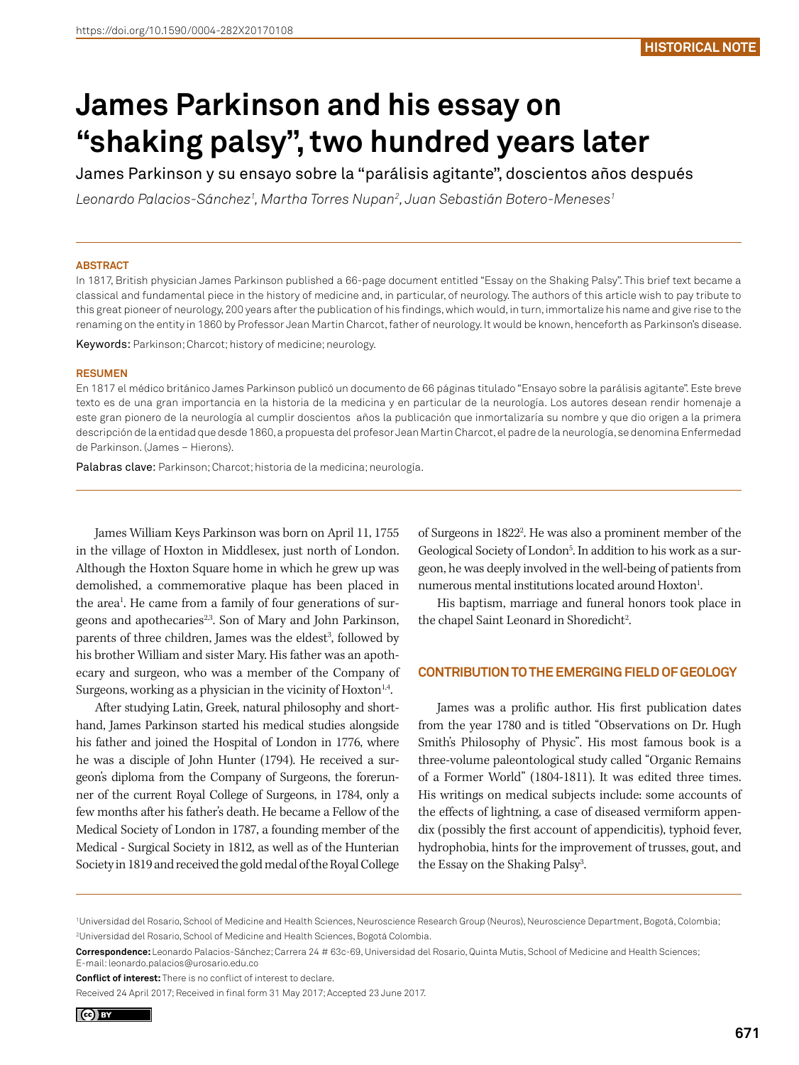HISTORICAL NOTE

# James Parkinson and his essay on "shaking palsy", two hundred years later

James Parkinson y su ensayo sobre la "parálisis agitante", doscientos años después

*Leonardo Palacios-Sánchez[1], Martha Torres Nupan[2], Juan Sebastián Botero-Meneses[1]*

**ABSTRACT**

In 1817, British physician James Parkinson published a 66-page document entitled "Essay on the Shaking Palsy". This brief text became a classical and fundamental piece in the history of medicine and, in particular, of neurology. The authors of this article wish to pay tribute to this great pioneer of neurology, 200 years after the publication of his findings, which would, in turn, immortalize his name and give rise to the renaming on the entity in 1860 by Professor Jean Martin Charcot, father of neurology. It would be known, henceforth as Parkinson's disease.

**Keywords:** Parkinson; Charcot; history of medicine; neurology.

**RESUMEN**

En 1817 el médico británico James Parkinson publicó un documento de 66 páginas titulado "Ensayo sobre la parálisis agitante". Este breve texto es de una gran importancia en la historia de la medicina y en particular de la neurología. Los autores desean rendir homenaje a este gran pionero de la neurología al cumplir doscientos años la publicación que inmortalizaría su nombre y que dio origen a la primera descripción de la entidad que desde 1860, a propuesta del profesor Jean Martin Charcot, el padre de la neurología, se denomina Enfermedad de Parkinson. (James – Hierons).

**Palabras clave:** Parkinson; Charcot; historia de la medicina; neurología.

James William Keys Parkinson was born on April 11, 1755 in the village of Hoxton in Middlesex, just north of London. Although the Hoxton Square home in which he grew up was demolished, a commemorative plaque has been placed in the area[1]. He came from a family of four generations of surgeons and apothecaries[2,3]. Son of Mary and John Parkinson, parents of three children, James was the eldest[3], followed by his brother William and sister Mary. His father was an apothecary and surgeon, who was a member of the Company of Surgeons, working as a physician in the vicinity of Hoxton[1,4].

After studying Latin, Greek, natural philosophy and shorthand, James Parkinson started his medical studies alongside his father and joined the Hospital of London in 1776, where he was a disciple of John Hunter (1794). He received a surgeon's diploma from the Company of Surgeons, the forerunner of the current Royal College of Surgeons, in 1784, only a few months after his father's death. He became a Fellow of the Medical Society of London in 1787, a founding member of the Medical - Surgical Society in 1812, as well as of the Hunterian Society in 1819 and received the gold medal of the Royal College of Surgeons in 1822[2]. He was also a prominent member of the Geological Society of London[5]. In addition to his work as a surgeon, he was deeply involved in the well-being of patients from numerous mental institutions located around Hoxton[1].

His baptism, marriage and funeral honors took place in the chapel Saint Leonard in Shoredicht[2].

## CONTRIBUTION TO THE EMERGING FIELD OF GEOLOGY

James was a prolific author. His first publication dates from the year 1780 and is titled "Observations on Dr. Hugh Smith's Philosophy of Physic". His most famous book is a three-volume paleontological study called "Organic Remains of a Former World" (1804-1811). It was edited three times. His writings on medical subjects include: some accounts of the effects of lightning, a case of diseased vermiform appendix (possibly the first account of appendicitis), typhoid fever, hydrophobia, hints for the improvement of trusses, gout, and the Essay on the Shaking Palsy[3].

[1]Universidad del Rosario, School of Medicine and Health Sciences, Neuroscience Research Group (Neuros), Neuroscience Department, Bogotá, Colombia;
[2]Universidad del Rosario, School of Medicine and Health Sciences, Bogotá Colombia.

**Correspondence:** Leonardo Palacios-Sánchez; Carrera 24 # 63c-69, Universidad del Rosario, Quinta Mutis, School of Medicine and Health Sciences; E-mail: leonardo.palacios@urosario.edu.co

**Conflict of interest:** There is no conflict of interest to declare.

Received 24 April 2017; Received in final form 31 May 2017; Accepted 23 June 2017.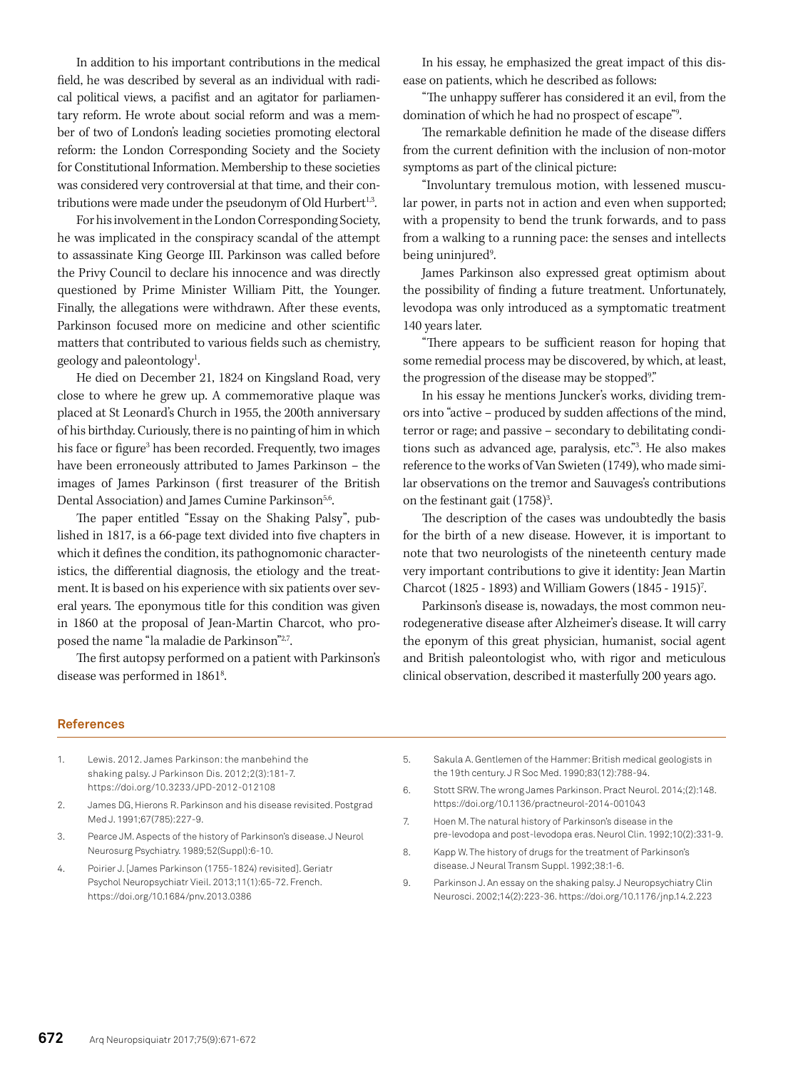In addition to his important contributions in the medical field, he was described by several as an individual with radical political views, a pacifist and an agitator for parliamentary reform. He wrote about social reform and was a member of two of London's leading societies promoting electoral reform: the London Corresponding Society and the Society for Constitutional Information. Membership to these societies was considered very controversial at that time, and their contributions were made under the pseudonym of Old Hurbert[1,3].

For his involvement in the London Corresponding Society, he was implicated in the conspiracy scandal of the attempt to assassinate King George III. Parkinson was called before the Privy Council to declare his innocence and was directly questioned by Prime Minister William Pitt, the Younger. Finally, the allegations were withdrawn. After these events, Parkinson focused more on medicine and other scientific matters that contributed to various fields such as chemistry, geology and paleontology[1].

He died on December 21, 1824 on Kingsland Road, very close to where he grew up. A commemorative plaque was placed at St Leonard's Church in 1955, the 200th anniversary of his birthday. Curiously, there is no painting of him in which his face or figure[3] has been recorded. Frequently, two images have been erroneously attributed to James Parkinson – the images of James Parkinson (first treasurer of the British Dental Association) and James Cumine Parkinson[5,6].

The paper entitled "Essay on the Shaking Palsy", published in 1817, is a 66-page text divided into five chapters in which it defines the condition, its pathognomonic characteristics, the differential diagnosis, the etiology and the treatment. It is based on his experience with six patients over several years. The eponymous title for this condition was given in 1860 at the proposal of Jean-Martin Charcot, who proposed the name "la maladie de Parkinson"[2,7].

The first autopsy performed on a patient with Parkinson's disease was performed in 1861[8].

In his essay, he emphasized the great impact of this disease on patients, which he described as follows:

"The unhappy sufferer has considered it an evil, from the domination of which he had no prospect of escape"[9].

The remarkable definition he made of the disease differs from the current definition with the inclusion of non-motor symptoms as part of the clinical picture:

"Involuntary tremulous motion, with lessened muscular power, in parts not in action and even when supported; with a propensity to bend the trunk forwards, and to pass from a walking to a running pace: the senses and intellects being uninjured[9].

James Parkinson also expressed great optimism about the possibility of finding a future treatment. Unfortunately, levodopa was only introduced as a symptomatic treatment 140 years later.

"There appears to be sufficient reason for hoping that some remedial process may be discovered, by which, at least, the progression of the disease may be stopped[9]."

In his essay he mentions Juncker's works, dividing tremors into "active – produced by sudden affections of the mind, terror or rage; and passive – secondary to debilitating conditions such as advanced age, paralysis, etc."[3]. He also makes reference to the works of Van Swieten (1749), who made similar observations on the tremor and Sauvages's contributions on the festinant gait (1758)[3].

The description of the cases was undoubtedly the basis for the birth of a new disease. However, it is important to note that two neurologists of the nineteenth century made very important contributions to give it identity: Jean Martin Charcot (1825 - 1893) and William Gowers (1845 - 1915)[7].

Parkinson's disease is, nowadays, the most common neurodegenerative disease after Alzheimer's disease. It will carry the eponym of this great physician, humanist, social agent and British paleontologist who, with rigor and meticulous clinical observation, described it masterfully 200 years ago.

## References

1. Lewis. 2012. James Parkinson: the manbehind the shaking palsy. J Parkinson Dis. 2012;2(3):181-7. https://doi.org/10.3233/JPD-2012-012108
2. James DG, Hierons R. Parkinson and his disease revisited. Postgrad Med J. 1991;67(785):227-9.
3. Pearce JM. Aspects of the history of Parkinson's disease. J Neurol Neurosurg Psychiatry. 1989;52(Suppl):6-10.
4. Poirier J. [James Parkinson (1755-1824) revisited]. Geriatr Psychol Neuropsychiatr Vieil. 2013;11(1):65-72. French. https://doi.org/10.1684/pnv.2013.0386
5. Sakula A. Gentlemen of the Hammer: British medical geologists in the 19th century. J R Soc Med. 1990;83(12):788-94.
6. Stott SRW. The wrong James Parkinson. Pract Neurol. 2014;(2):148. https://doi.org/10.1136/practneurol-2014-001043
7. Hoen M. The natural history of Parkinson's disease in the pre-levodopa and post-levodopa eras. Neurol Clin. 1992;10(2):331-9.
8. Kapp W. The history of drugs for the treatment of Parkinson's disease. J Neural Transm Suppl. 1992;38:1-6.
9. Parkinson J. An essay on the shaking palsy. J Neuropsychiatry Clin Neurosci. 2002;14(2):223-36. https://doi.org/10.1176/jnp.14.2.223